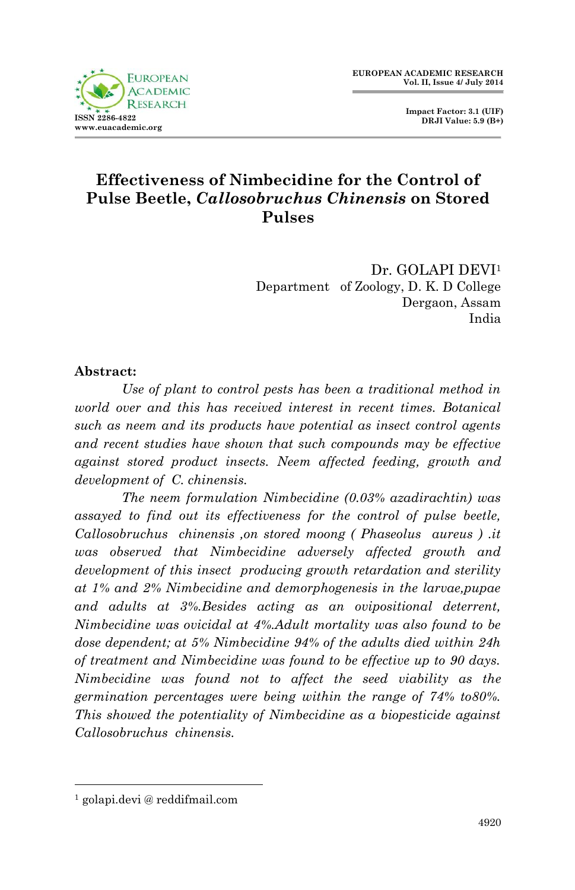# Effectiveness of Nimbecidine for the Control of Pulse Beetle, *Callosobruchus Chinensis* on Stored Pulses

Dr. GOLAPI DEVI[1]
Department of Zoology, D. K. D College
Dergaon, Assam
India

**Abstract:**

*Use of plant to control pests has been a traditional method in world over and this has received interest in recent times. Botanical such as neem and its products have potential as insect control agents and recent studies have shown that such compounds may be effective against stored product insects. Neem affected feeding, growth and development of C. chinensis.*

*The neem formulation Nimbecidine (0.03% azadirachtin) was assayed to find out its effectiveness for the control of pulse beetle, Callosobruchus chinensis ,on stored moong ( Phaseolus aureus ) .it was observed that Nimbecidine adversely affected growth and development of this insect producing growth retardation and sterility at 1% and 2% Nimbecidine and demorphogenesis in the larvae,pupae and adults at 3%.Besides acting as an ovipositional deterrent, Nimbecidine was ovicidal at 4%.Adult mortality was also found to be dose dependent; at 5% Nimbecidine 94% of the adults died within 24h of treatment and Nimbecidine was found to be effective up to 90 days. Nimbecidine was found not to affect the seed viability as the germination percentages were being within the range of 74% to80%. This showed the potentiality of Nimbecidine as a biopesticide against Callosobruchus chinensis.*

[1] golapi.devi @ reddifmail.com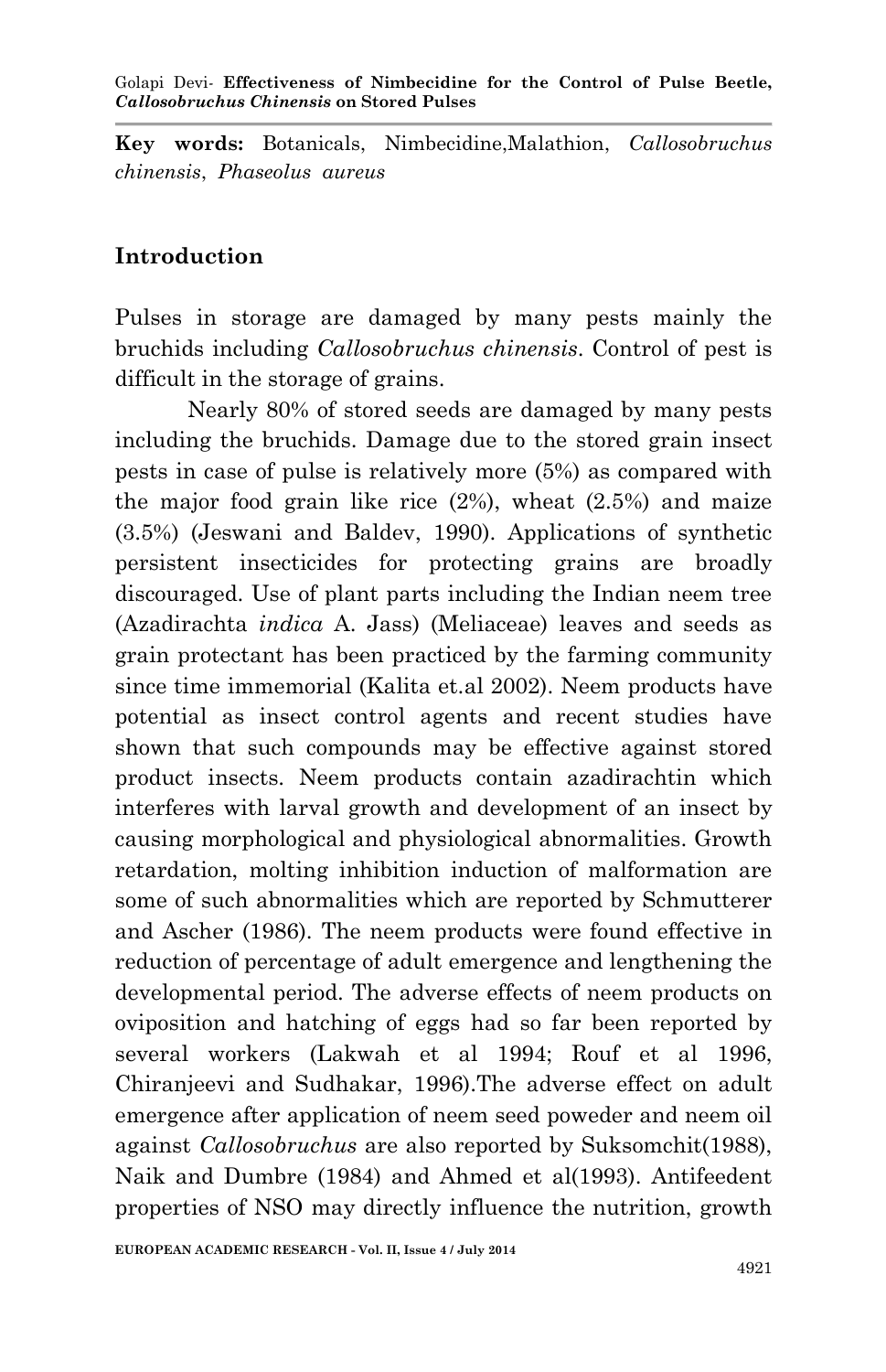**Key words:** Botanicals, Nimbecidine,Malathion, *Callosobruchus chinensis*, *Phaseolus aureus*

## Introduction

Pulses in storage are damaged by many pests mainly the bruchids including *Callosobruchus chinensis*. Control of pest is difficult in the storage of grains.

Nearly 80% of stored seeds are damaged by many pests including the bruchids. Damage due to the stored grain insect pests in case of pulse is relatively more (5%) as compared with the major food grain like rice (2%), wheat (2.5%) and maize (3.5%) (Jeswani and Baldev, 1990). Applications of synthetic persistent insecticides for protecting grains are broadly discouraged. Use of plant parts including the Indian neem tree (Azadirachta *indica* A. Jass) (Meliaceae) leaves and seeds as grain protectant has been practiced by the farming community since time immemorial (Kalita et.al 2002). Neem products have potential as insect control agents and recent studies have shown that such compounds may be effective against stored product insects. Neem products contain azadirachtin which interferes with larval growth and development of an insect by causing morphological and physiological abnormalities. Growth retardation, molting inhibition induction of malformation are some of such abnormalities which are reported by Schmutterer and Ascher (1986). The neem products were found effective in reduction of percentage of adult emergence and lengthening the developmental period. The adverse effects of neem products on oviposition and hatching of eggs had so far been reported by several workers (Lakwah et al 1994; Rouf et al 1996, Chiranjeevi and Sudhakar, 1996).The adverse effect on adult emergence after application of neem seed poweder and neem oil against *Callosobruchus* are also reported by Suksomchit(1988), Naik and Dumbre (1984) and Ahmed et al(1993). Antifeedent properties of NSO may directly influence the nutrition, growth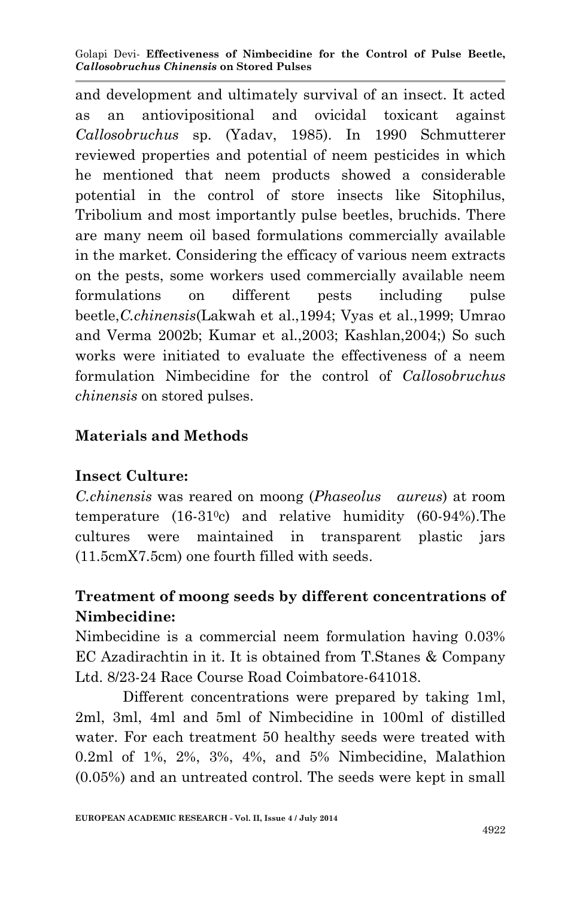and development and ultimately survival of an insect. It acted as an antiovipositional and ovicidal toxicant against *Callosobruchus* sp. (Yadav, 1985). In 1990 Schmutterer reviewed properties and potential of neem pesticides in which he mentioned that neem products showed a considerable potential in the control of store insects like Sitophilus, Tribolium and most importantly pulse beetles, bruchids. There are many neem oil based formulations commercially available in the market. Considering the efficacy of various neem extracts on the pests, some workers used commercially available neem formulations on different pests including pulse beetle,*C.chinensis*(Lakwah et al.,1994; Vyas et al.,1999; Umrao and Verma 2002b; Kumar et al.,2003; Kashlan,2004;) So such works were initiated to evaluate the effectiveness of a neem formulation Nimbecidine for the control of *Callosobruchus chinensis* on stored pulses.

## Materials and Methods

### Insect Culture:

*C.chinensis* was reared on moong (*Phaseolus aureus*) at room temperature (16-31$^0$c) and relative humidity (60-94%).The cultures were maintained in transparent plastic jars (11.5cmX7.5cm) one fourth filled with seeds.

### Treatment of moong seeds by different concentrations of Nimbecidine:

Nimbecidine is a commercial neem formulation having 0.03% EC Azadirachtin in it. It is obtained from T.Stanes & Company Ltd. 8/23-24 Race Course Road Coimbatore-641018.

Different concentrations were prepared by taking 1ml, 2ml, 3ml, 4ml and 5ml of Nimbecidine in 100ml of distilled water. For each treatment 50 healthy seeds were treated with 0.2ml of 1%, 2%, 3%, 4%, and 5% Nimbecidine, Malathion (0.05%) and an untreated control. The seeds were kept in small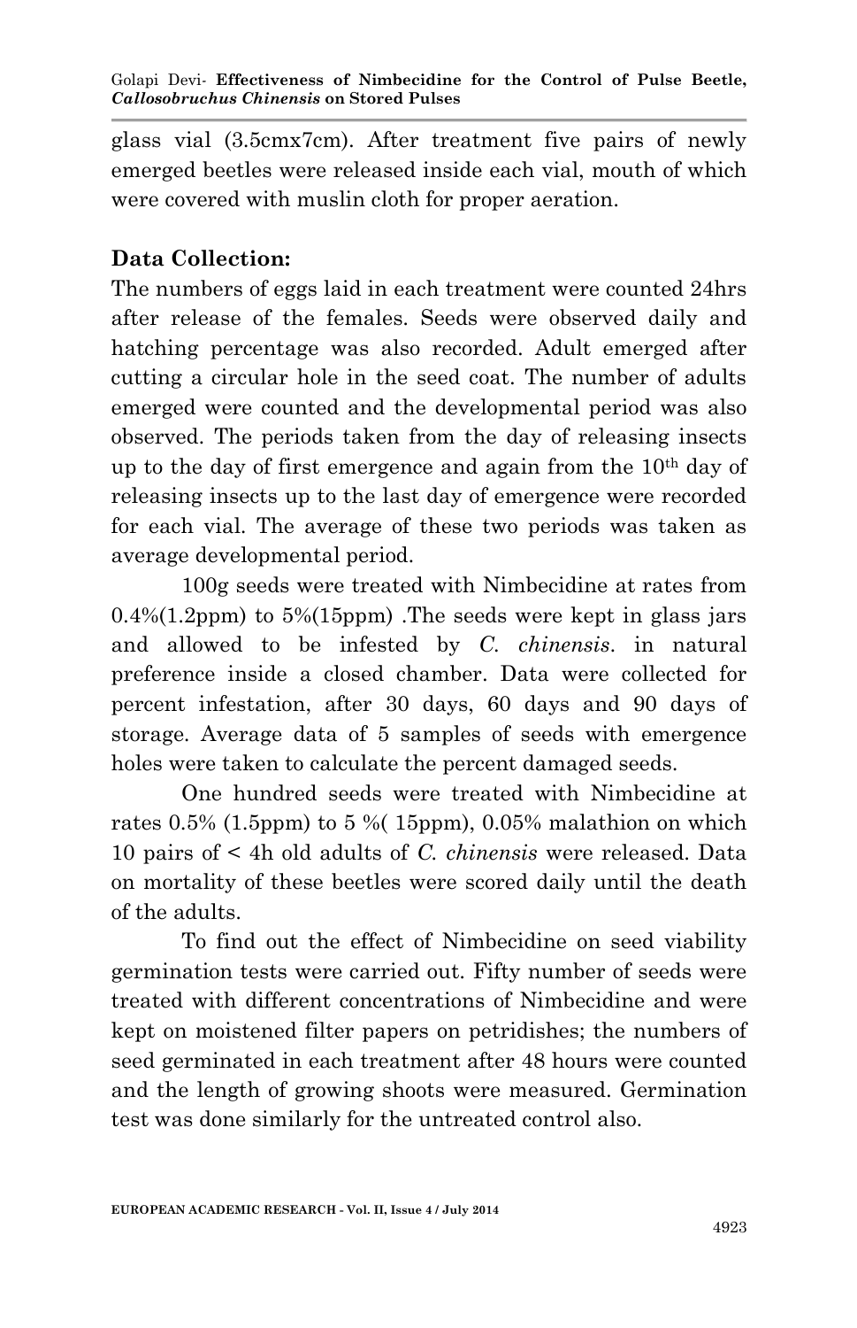glass vial (3.5cmx7cm). After treatment five pairs of newly emerged beetles were released inside each vial, mouth of which were covered with muslin cloth for proper aeration.

**Data Collection:**

The numbers of eggs laid in each treatment were counted 24hrs after release of the females. Seeds were observed daily and hatching percentage was also recorded. Adult emerged after cutting a circular hole in the seed coat. The number of adults emerged were counted and the developmental period was also observed. The periods taken from the day of releasing insects up to the day of first emergence and again from the 10th day of releasing insects up to the last day of emergence were recorded for each vial. The average of these two periods was taken as average developmental period.

100g seeds were treated with Nimbecidine at rates from 0.4%(1.2ppm) to 5%(15ppm) .The seeds were kept in glass jars and allowed to be infested by *C. chinensis*. in natural preference inside a closed chamber. Data were collected for percent infestation, after 30 days, 60 days and 90 days of storage. Average data of 5 samples of seeds with emergence holes were taken to calculate the percent damaged seeds.

One hundred seeds were treated with Nimbecidine at rates 0.5% (1.5ppm) to 5 %( 15ppm), 0.05% malathion on which 10 pairs of < 4h old adults of *C. chinensis* were released. Data on mortality of these beetles were scored daily until the death of the adults.

To find out the effect of Nimbecidine on seed viability germination tests were carried out. Fifty number of seeds were treated with different concentrations of Nimbecidine and were kept on moistened filter papers on petridishes; the numbers of seed germinated in each treatment after 48 hours were counted and the length of growing shoots were measured. Germination test was done similarly for the untreated control also.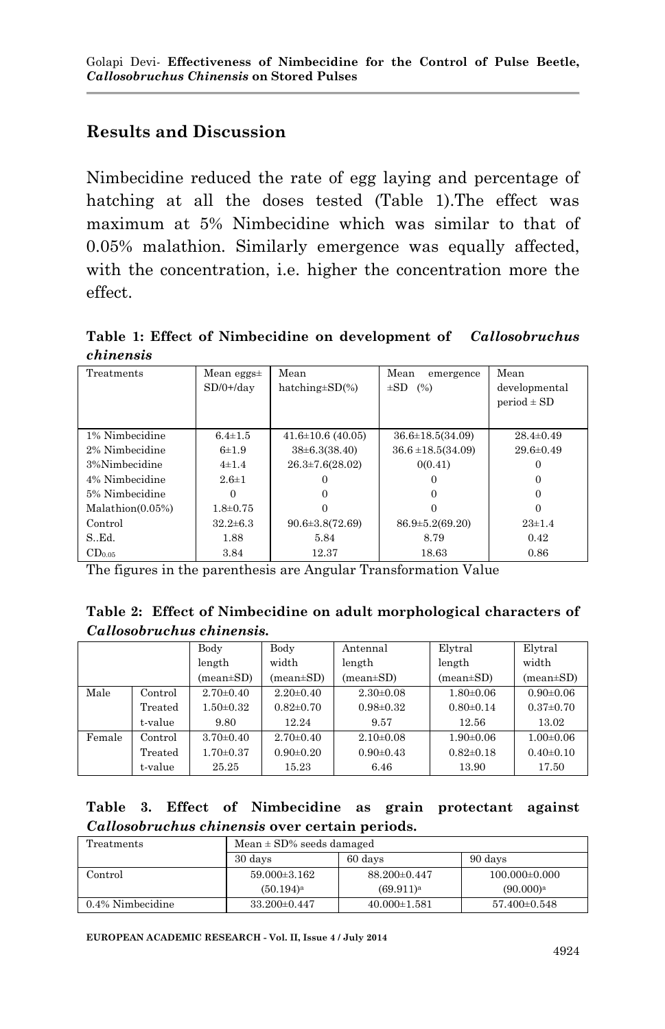## Results and Discussion

Nimbecidine reduced the rate of egg laying and percentage of hatching at all the doses tested (Table 1).The effect was maximum at 5% Nimbecidine which was similar to that of 0.05% malathion. Similarly emergence was equally affected, with the concentration, i.e. higher the concentration more the effect.

**Table 1: Effect of Nimbecidine on development of *Callosobruchus chinensis***

| Treatments | Mean eggs± SD/0+/day | Mean hatching±SD(%) | Mean emergence ±SD (%) | Mean developmental period ± SD |
|---|---|---|---|---|
| 1% Nimbecidine | 6.4±1.5 | 41.6±10.6 (40.05) | 36.6±18.5(34.09) | 28.4±0.49 |
| 2% Nimbecidine | 6±1.9 | 38±6.3(38.40) | 36.6 ±18.5(34.09) | 29.6±0.49 |
| 3%Nimbecidine | 4±1.4 | 26.3±7.6(28.02) | 0(0.41) | 0 |
| 4% Nimbecidine | 2.6±1 | 0 | 0 | 0 |
| 5% Nimbecidine | 0 | 0 | 0 | 0 |
| Malathion(0.05%) | 1.8±0.75 | 0 | 0 | 0 |
| Control | 32.2±6.3 | 90.6±3.8(72.69) | 86.9±5.2(69.20) | 23±1.4 |
| S..Ed. | 1.88 | 5.84 | 8.79 | 0.42 |
| $CD_{0.05}$ | 3.84 | 12.37 | 18.63 | 0.86 |

The figures in the parenthesis are Angular Transformation Value

**Table 2: Effect of Nimbecidine on adult morphological characters of *Callosobruchus chinensis.***

| | | Body length (mean±SD) | Body width (mean±SD) | Antennal length (mean±SD) | Elytral length (mean±SD) | Elytral width (mean±SD) |
|---|---|---|---|---|---|---|
| Male | Control | 2.70±0.40 | 2.20±0.40 | 2.30±0.08 | 1.80±0.06 | 0.90±0.06 |
| | Treated | 1.50±0.32 | 0.82±0.70 | 0.98±0.32 | 0.80±0.14 | 0.37±0.70 |
| | t-value | 9.80 | 12.24 | 9.57 | 12.56 | 13.02 |
| Female | Control | 3.70±0.40 | 2.70±0.40 | 2.10±0.08 | 1.90±0.06 | 1.00±0.06 |
| | Treated | 1.70±0.37 | 0.90±0.20 | 0.90±0.43 | 0.82±0.18 | 0.40±0.10 |
| | t-value | 25.25 | 15.23 | 6.46 | 13.90 | 17.50 |

**Table 3. Effect of Nimbecidine as grain protectant against *Callosobruchus chinensis* over certain periods.**

| Treatments | Mean ± SD% seeds damaged | | |
|---|---|---|---|
| | 30 days | 60 days | 90 days |
| Control | 59.000±3.162 (50.194)[a] | 88.200±0.447 (69.911)[a] | 100.000±0.000 (90.000)[a] |
| 0.4% Nimbecidine | 33.200±0.447 | 40.000±1.581 | 57.400±0.548 |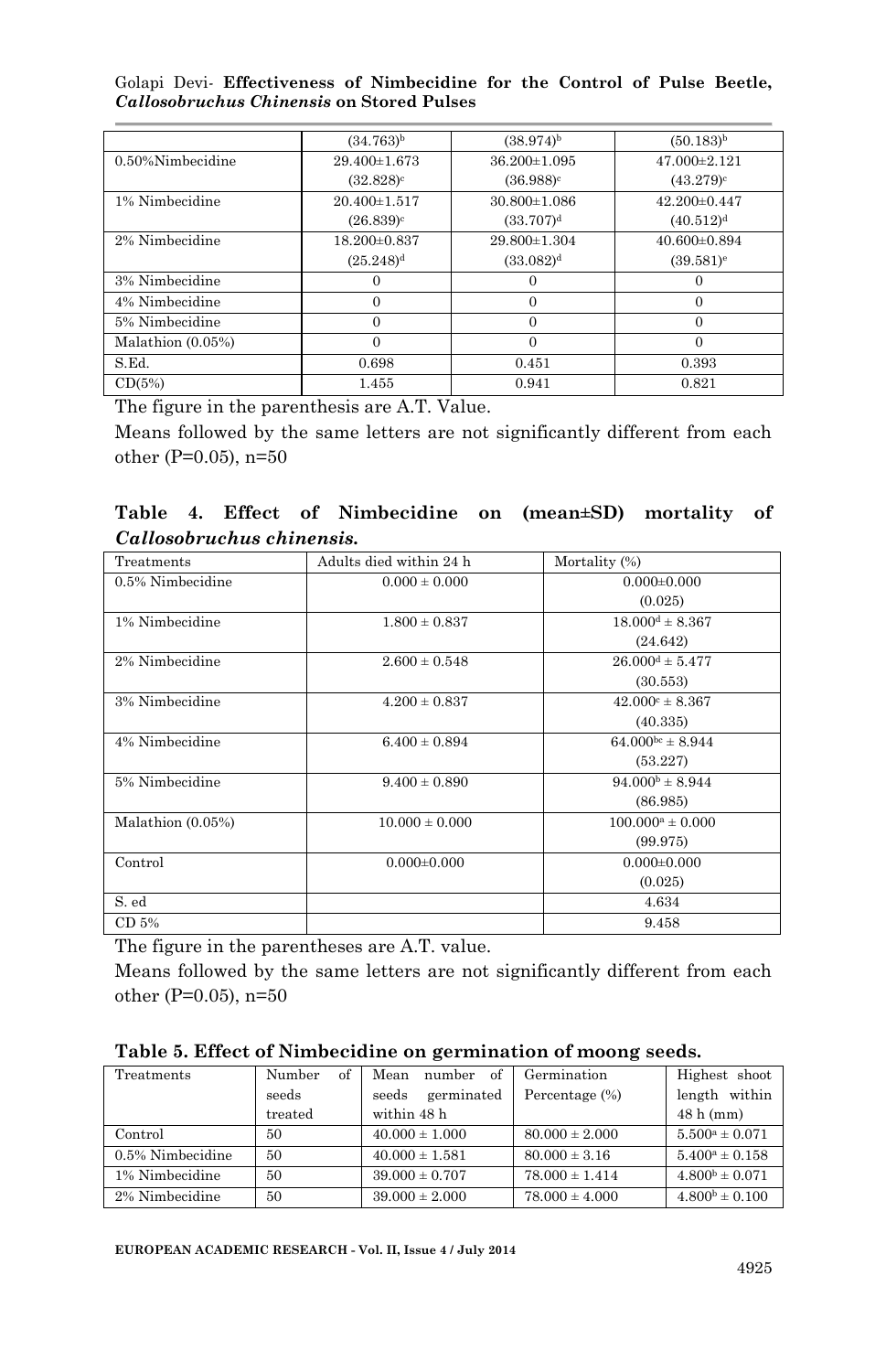| | (34.763)[b] | (38.974)[b] | (50.183)[b] |
|---|---|---|---|
| 0.50%Nimbecidine | 29.400±1.673 (32.828)[c] | 36.200±1.095 (36.988)[c] | 47.000±2.121 (43.279)[c] |
| 1% Nimbecidine | 20.400±1.517 (26.839)[c] | 30.800±1.086 (33.707)[d] | 42.200±0.447 (40.512)[d] |
| 2% Nimbecidine | 18.200±0.837 (25.248)[d] | 29.800±1.304 (33.082)[d] | 40.600±0.894 (39.581)[e] |
| 3% Nimbecidine | 0 | 0 | 0 |
| 4% Nimbecidine | 0 | 0 | 0 |
| 5% Nimbecidine | 0 | 0 | 0 |
| Malathion (0.05%) | 0 | 0 | 0 |
| S.Ed. | 0.698 | 0.451 | 0.393 |
| CD(5%) | 1.455 | 0.941 | 0.821 |

The figure in the parenthesis are A.T. Value.

Means followed by the same letters are not significantly different from each other (P=0.05), n=50

**Table 4. Effect of Nimbecidine on (mean±SD) mortality of *Callosobruchus chinensis.***

| Treatments | Adults died within 24 h | Mortality (%) |
|---|---|---|
| 0.5% Nimbecidine | 0.000 ± 0.000 | 0.000±0.000 (0.025) |
| 1% Nimbecidine | 1.800 ± 0.837 | 18.000[d] ± 8.367 (24.642) |
| 2% Nimbecidine | 2.600 ± 0.548 | 26.000[d] ± 5.477 (30.553) |
| 3% Nimbecidine | 4.200 ± 0.837 | 42.000[c] ± 8.367 (40.335) |
| 4% Nimbecidine | 6.400 ± 0.894 | 64.000[bc] ± 8.944 (53.227) |
| 5% Nimbecidine | 9.400 ± 0.890 | 94.000[b] ± 8.944 (86.985) |
| Malathion (0.05%) | 10.000 ± 0.000 | 100.000[a] ± 0.000 (99.975) |
| Control | 0.000±0.000 | 0.000±0.000 (0.025) |
| S. ed | | 4.634 |
| CD 5% | | 9.458 |

The figure in the parentheses are A.T. value.

Means followed by the same letters are not significantly different from each other (P=0.05), n=50

**Table 5. Effect of Nimbecidine on germination of moong seeds.**

| Treatments | Number of seeds treated | Mean number of seeds germinated within 48 h | Germination Percentage (%) | Highest shoot length within 48 h (mm) |
|---|---|---|---|---|
| Control | 50 | 40.000 ± 1.000 | 80.000 ± 2.000 | 5.500[a] ± 0.071 |
| 0.5% Nimbecidine | 50 | 40.000 ± 1.581 | 80.000 ± 3.16 | 5.400[a] ± 0.158 |
| 1% Nimbecidine | 50 | 39.000 ± 0.707 | 78.000 ± 1.414 | 4.800[b] ± 0.071 |
| 2% Nimbecidine | 50 | 39.000 ± 2.000 | 78.000 ± 4.000 | 4.800[b] ± 0.100 |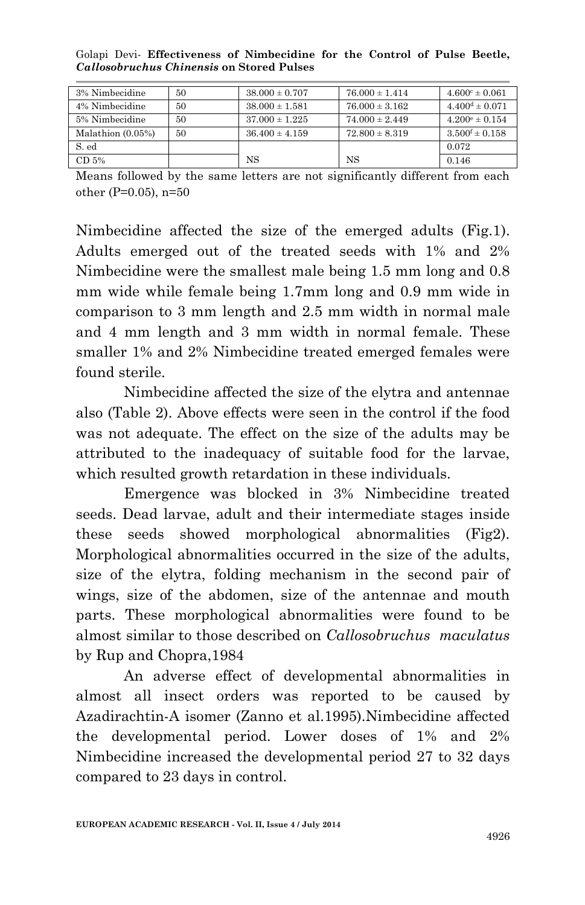| 3% Nimbecidine | 50 | 38.000 ± 0.707 | 76.000 ± 1.414 | $4.600^{c}$ ± 0.061 |
|---|---|---|---|---|
| 4% Nimbecidine | 50 | 38.000 ± 1.581 | 76.000 ± 3.162 | $4.400^{d}$ ± 0.071 |
| 5% Nimbecidine | 50 | 37.000 ± 1.225 | 74.000 ± 2.449 | $4.200^{e}$ ± 0.154 |
| Malathion (0.05%) | 50 | 36.400 ± 4.159 | 72.800 ± 8.319 | $3.500^{f}$ ± 0.158 |
| S. ed | | | | 0.072 |
| CD 5% | | NS | NS | 0.146 |

Means followed by the same letters are not significantly different from each other (P=0.05), n=50

Nimbecidine affected the size of the emerged adults (Fig.1). Adults emerged out of the treated seeds with 1% and 2% Nimbecidine were the smallest male being 1.5 mm long and 0.8 mm wide while female being 1.7mm long and 0.9 mm wide in comparison to 3 mm length and 2.5 mm width in normal male and 4 mm length and 3 mm width in normal female. These smaller 1% and 2% Nimbecidine treated emerged females were found sterile.

Nimbecidine affected the size of the elytra and antennae also (Table 2). Above effects were seen in the control if the food was not adequate. The effect on the size of the adults may be attributed to the inadequacy of suitable food for the larvae, which resulted growth retardation in these individuals.

Emergence was blocked in 3% Nimbecidine treated seeds. Dead larvae, adult and their intermediate stages inside these seeds showed morphological abnormalities (Fig2). Morphological abnormalities occurred in the size of the adults, size of the elytra, folding mechanism in the second pair of wings, size of the abdomen, size of the antennae and mouth parts. These morphological abnormalities were found to be almost similar to those described on *Callosobruchus maculatus* by Rup and Chopra,1984

An adverse effect of developmental abnormalities in almost all insect orders was reported to be caused by Azadirachtin-A isomer (Zanno et al.1995).Nimbecidine affected the developmental period. Lower doses of 1% and 2% Nimbecidine increased the developmental period 27 to 32 days compared to 23 days in control.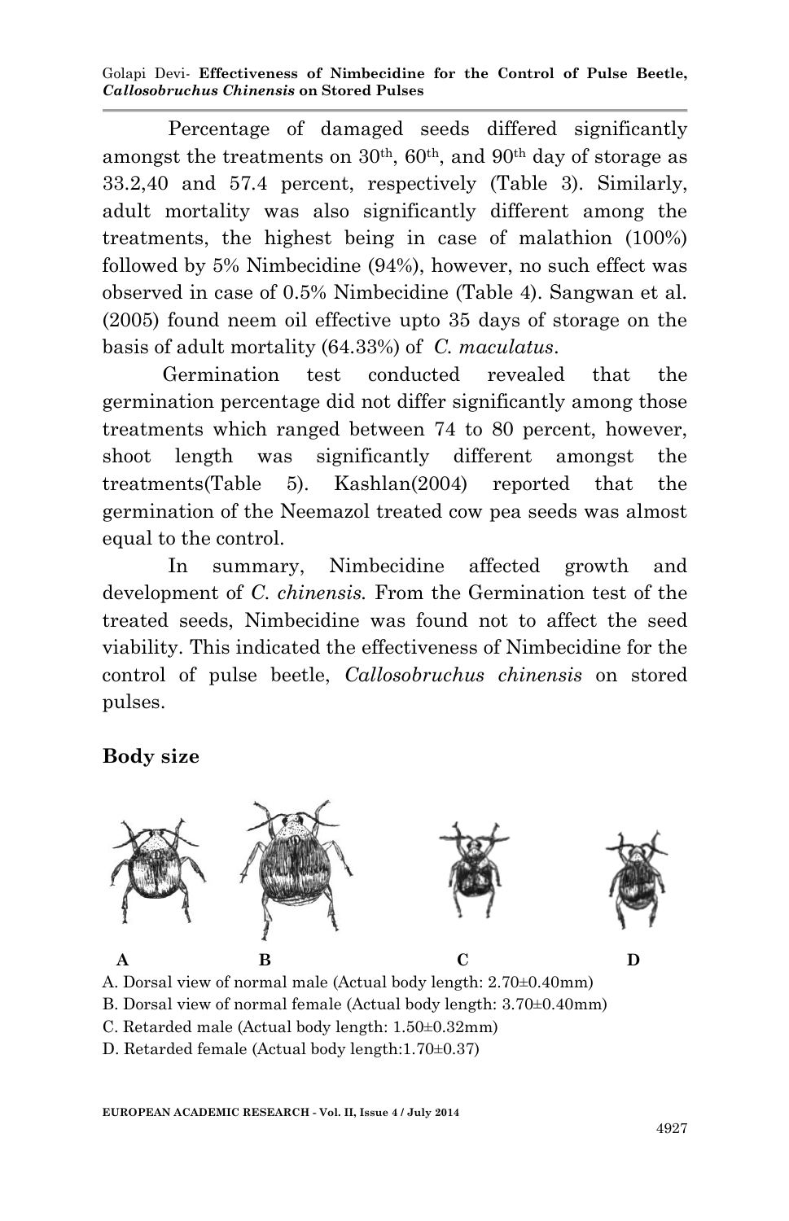Percentage of damaged seeds differed significantly amongst the treatments on 30th, 60th, and 90th day of storage as 33.2,40 and 57.4 percent, respectively (Table 3). Similarly, adult mortality was also significantly different among the treatments, the highest being in case of malathion (100%) followed by 5% Nimbecidine (94%), however, no such effect was observed in case of 0.5% Nimbecidine (Table 4). Sangwan et al. (2005) found neem oil effective upto 35 days of storage on the basis of adult mortality (64.33%) of *C. maculatus*.

Germination test conducted revealed that the germination percentage did not differ significantly among those treatments which ranged between 74 to 80 percent, however, shoot length was significantly different amongst the treatments(Table 5). Kashlan(2004) reported that the germination of the Neemazol treated cow pea seeds was almost equal to the control.

In summary, Nimbecidine affected growth and development of *C. chinensis.* From the Germination test of the treated seeds, Nimbecidine was found not to affect the seed viability. This indicated the effectiveness of Nimbecidine for the control of pulse beetle, *Callosobruchus chinensis* on stored pulses.

## Body size

**A** **B** **C** **D**

A. Dorsal view of normal male (Actual body length: 2.70±0.40mm)

B. Dorsal view of normal female (Actual body length: 3.70±0.40mm)

C. Retarded male (Actual body length: 1.50±0.32mm)

D. Retarded female (Actual body length:1.70±0.37)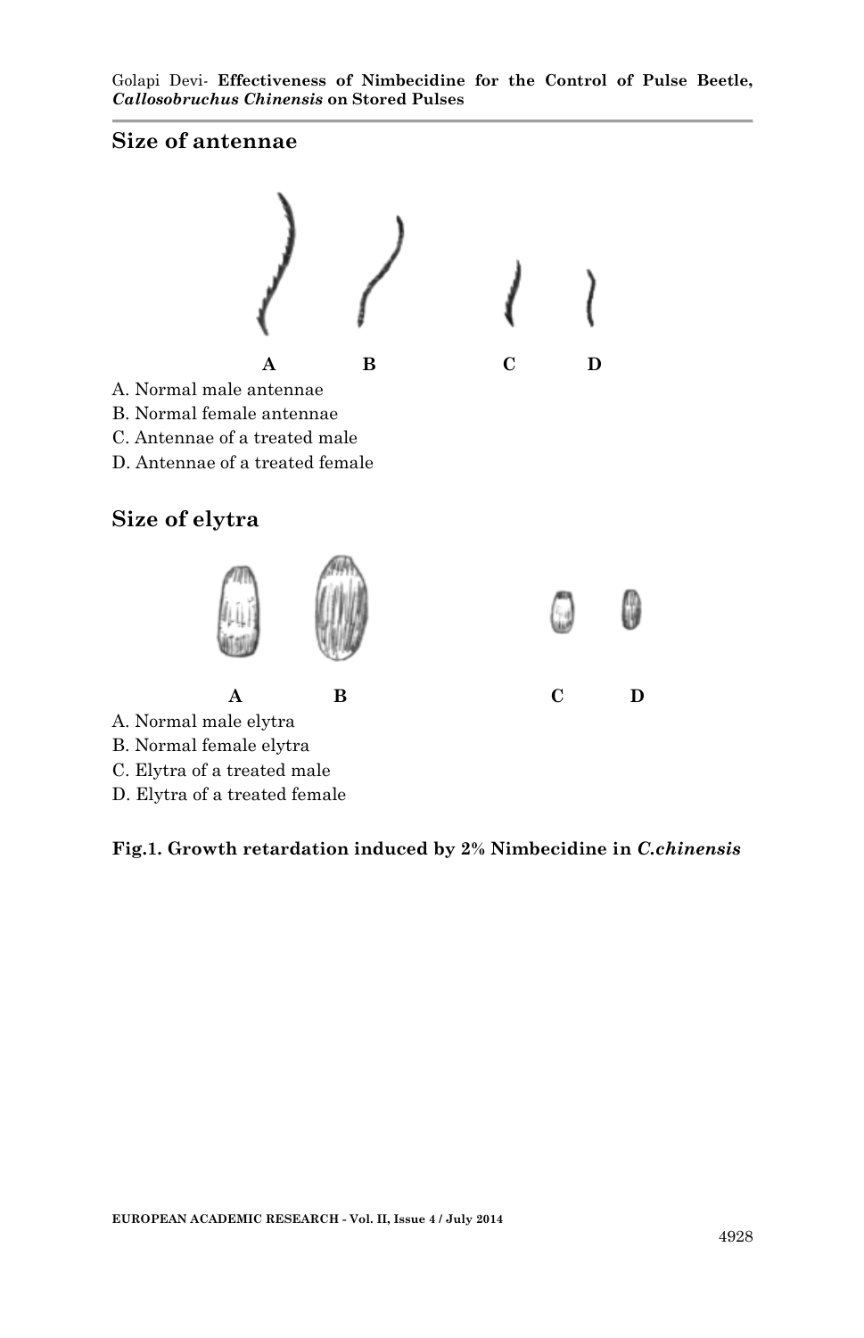## Size of antennae

**A** **B** **C** **D**

A. Normal male antennae
B. Normal female antennae
C. Antennae of a treated male
D. Antennae of a treated female

## Size of elytra

**A** **B** **C** **D**

A. Normal male elytra
B. Normal female elytra
C. Elytra of a treated male
D. Elytra of a treated female

**Fig.1. Growth retardation induced by 2% Nimbecidine in *C.chinensis***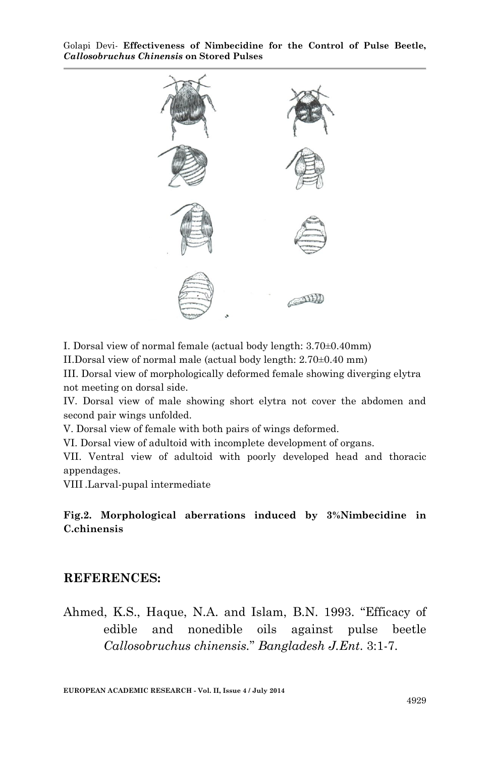I. Dorsal view of normal female (actual body length: 3.70±0.40mm)

II.Dorsal view of normal male (actual body length: 2.70±0.40 mm)

III. Dorsal view of morphologically deformed female showing diverging elytra not meeting on dorsal side.

IV. Dorsal view of male showing short elytra not cover the abdomen and second pair wings unfolded.

V. Dorsal view of female with both pairs of wings deformed.

VI. Dorsal view of adultoid with incomplete development of organs.

VII. Ventral view of adultoid with poorly developed head and thoracic appendages.

VIII .Larval-pupal intermediate

**Fig.2. Morphological aberrations induced by 3%Nimbecidine in C.chinensis**

## REFERENCES:

Ahmed, K.S., Haque, N.A. and Islam, B.N. 1993. "Efficacy of edible and nonedible oils against pulse beetle *Callosobruchus chinensis*." *Bangladesh J.Ent*. 3:1-7.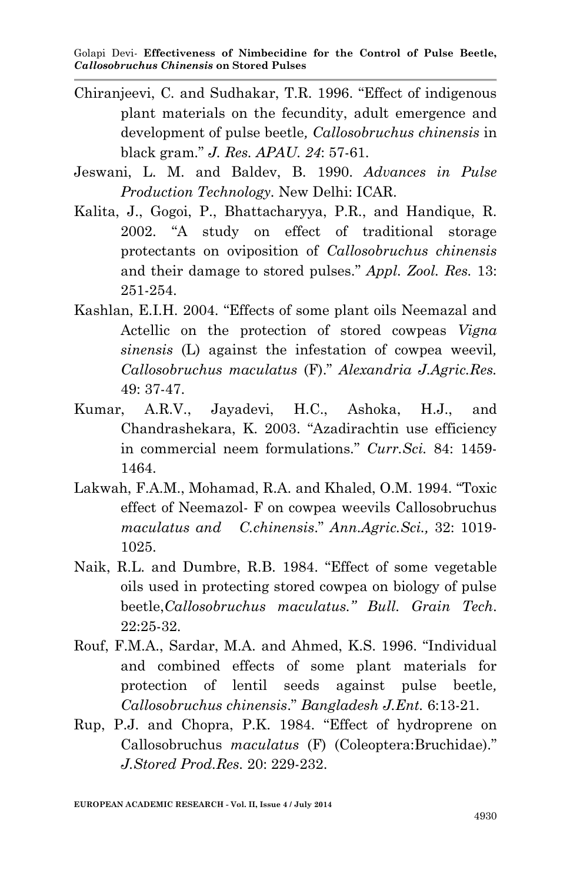Chiranjeevi, C. and Sudhakar, T.R. 1996. "Effect of indigenous plant materials on the fecundity, adult emergence and development of pulse beetle*, Callosobruchus chinensis* in black gram." *J. Res. APAU. 24*: 57-61.

Jeswani, L. M. and Baldev, B. 1990. *Advances in Pulse Production Technology*. New Delhi: ICAR.

Kalita, J., Gogoi, P., Bhattacharyya, P.R., and Handique, R. 2002. "A study on effect of traditional storage protectants on oviposition of *Callosobruchus chinensis* and their damage to stored pulses." *Appl. Zool. Res.* 13: 251-254.

Kashlan, E.I.H. 2004. "Effects of some plant oils Neemazal and Actellic on the protection of stored cowpeas *Vigna sinensis* (L) against the infestation of cowpea weevil*, Callosobruchus maculatus* (F)." *Alexandria J.Agric.Res.* 49: 37-47.

Kumar, A.R.V., Jayadevi, H.C., Ashoka, H.J., and Chandrashekara, K. 2003. "Azadirachtin use efficiency in commercial neem formulations." *Curr.Sci.* 84: 1459-1464.

Lakwah, F.A.M., Mohamad, R.A. and Khaled, O.M. 1994. "Toxic effect of Neemazol- F on cowpea weevils Callosobruchus *maculatus and C.chinensis*." *Ann.Agric.Sci.,* 32: 1019-1025.

Naik, R.L. and Dumbre, R.B. 1984. "Effect of some vegetable oils used in protecting stored cowpea on biology of pulse beetle,*Callosobruchus maculatus." Bull. Grain Tech.* 22:25-32.

Rouf, F.M.A., Sardar, M.A. and Ahmed, K.S. 1996. "Individual and combined effects of some plant materials for protection of lentil seeds against pulse beetle*, Callosobruchus chinensis*." *Bangladesh J.Ent.* 6:13-21.

Rup, P.J. and Chopra, P.K. 1984. "Effect of hydroprene on Callosobruchus *maculatus* (F) (Coleoptera:Bruchidae)." *J.Stored Prod.Res.* 20: 229-232.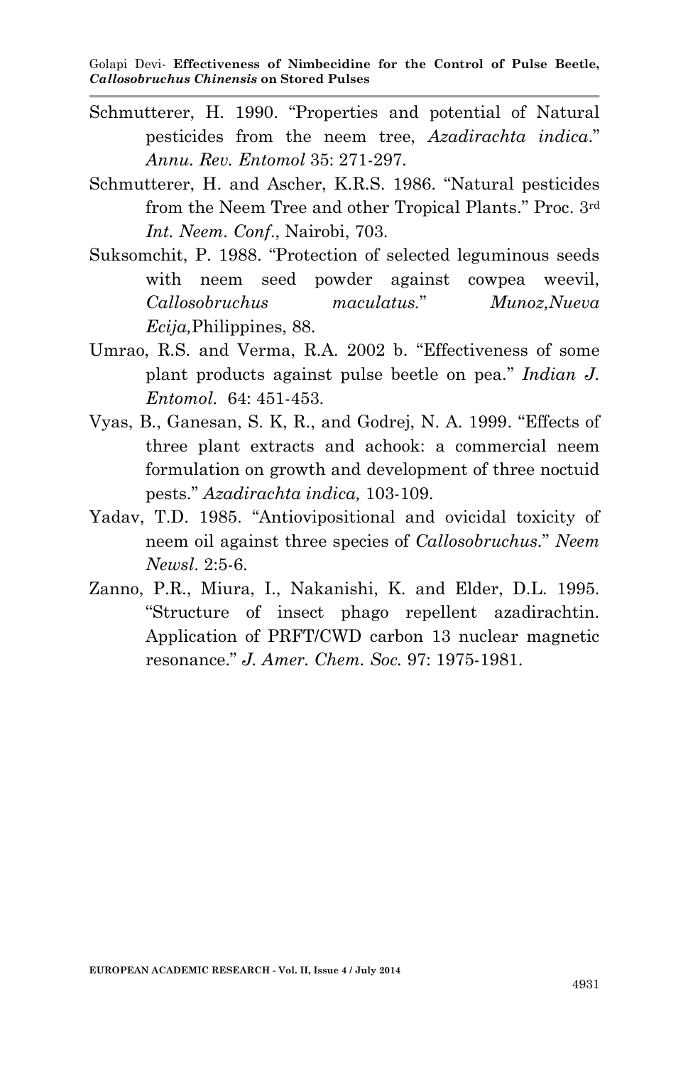Schmutterer, H. 1990. "Properties and potential of Natural pesticides from the neem tree, *Azadirachta indica*." *Annu. Rev. Entomol* 35: 271-297.

Schmutterer, H. and Ascher, K.R.S. 1986. "Natural pesticides from the Neem Tree and other Tropical Plants." Proc. 3rd *Int. Neem. Conf.*, Nairobi, 703.

Suksomchit, P. 1988. "Protection of selected leguminous seeds with neem seed powder against cowpea weevil, *Callosobruchus maculatus.*" *Munoz,Nueva Ecija,*Philippines, 88.

Umrao, R.S. and Verma, R.A. 2002 b. "Effectiveness of some plant products against pulse beetle on pea." *Indian J. Entomol.* 64: 451-453.

Vyas, B., Ganesan, S. K, R., and Godrej, N. A. 1999. "Effects of three plant extracts and achook: a commercial neem formulation on growth and development of three noctuid pests." *Azadirachta indica,* 103-109.

Yadav, T.D. 1985. "Antiovipositional and ovicidal toxicity of neem oil against three species of *Callosobruchus*." *Neem Newsl*. 2:5-6.

Zanno, P.R., Miura, I., Nakanishi, K. and Elder, D.L. 1995. "Structure of insect phago repellent azadirachtin. Application of PRFT/CWD carbon 13 nuclear magnetic resonance." *J. Amer. Chem. Soc.* 97: 1975-1981.